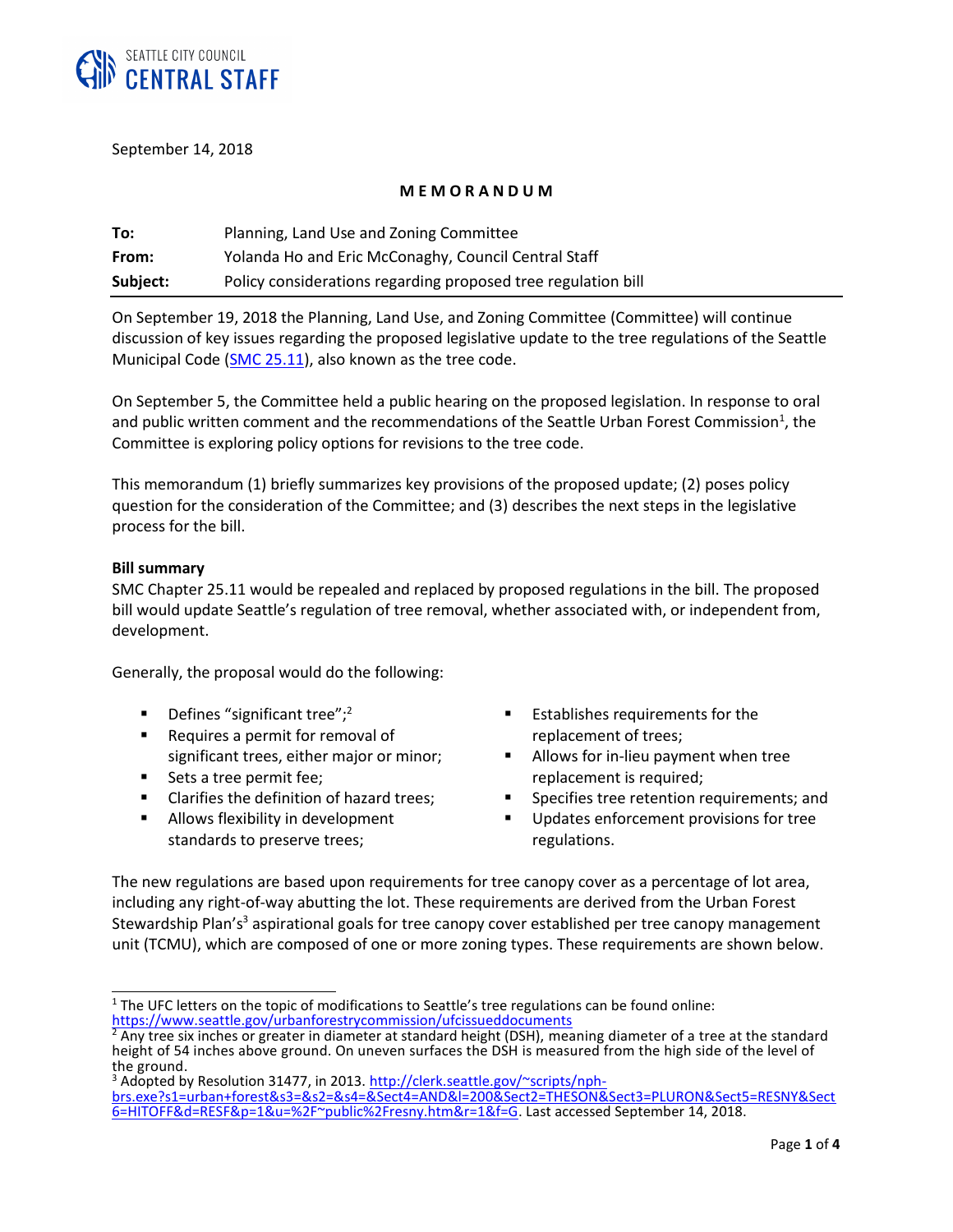SEATTLE CITY COUNCIL
CENTRAL STAFF

September 14, 2018

**MEMORANDUM**

| | |
|---|---|
| **To:** | Planning, Land Use and Zoning Committee |
| **From:** | Yolanda Ho and Eric McConaghy, Council Central Staff |
| **Subject:** | Policy considerations regarding proposed tree regulation bill |

On September 19, 2018 the Planning, Land Use, and Zoning Committee (Committee) will continue discussion of key issues regarding the proposed legislative update to the tree regulations of the Seattle Municipal Code (SMC 25.11), also known as the tree code.

On September 5, the Committee held a public hearing on the proposed legislation. In response to oral and public written comment and the recommendations of the Seattle Urban Forest Commission[1], the Committee is exploring policy options for revisions to the tree code.

This memorandum (1) briefly summarizes key provisions of the proposed update; (2) poses policy question for the consideration of the Committee; and (3) describes the next steps in the legislative process for the bill.

**Bill summary**

SMC Chapter 25.11 would be repealed and replaced by proposed regulations in the bill. The proposed bill would update Seattle's regulation of tree removal, whether associated with, or independent from, development.

Generally, the proposal would do the following:

- Defines "significant tree";[2]
- Requires a permit for removal of significant trees, either major or minor;
- Sets a tree permit fee;
- Clarifies the definition of hazard trees;
- Allows flexibility in development standards to preserve trees;
- Establishes requirements for the replacement of trees;
- Allows for in-lieu payment when tree replacement is required;
- Specifies tree retention requirements; and
- Updates enforcement provisions for tree regulations.

The new regulations are based upon requirements for tree canopy cover as a percentage of lot area, including any right-of-way abutting the lot. These requirements are derived from the Urban Forest Stewardship Plan's[3] aspirational goals for tree canopy cover established per tree canopy management unit (TCMU), which are composed of one or more zoning types. These requirements are shown below.

---

[1] The UFC letters on the topic of modifications to Seattle's tree regulations can be found online: https://www.seattle.gov/urbanforestrycommission/ufcissueddocuments

[2] Any tree six inches or greater in diameter at standard height (DSH), meaning diameter of a tree at the standard height of 54 inches above ground. On uneven surfaces the DSH is measured from the high side of the level of the ground.

[3] Adopted by Resolution 31477, in 2013. http://clerk.seattle.gov/~scripts/nph-brs.exe?s1=urban+forest&s3=&s2=&s4=&Sect4=AND&l=200&Sect2=THESON&Sect3=PLURON&Sect5=RESNY&Sect6=HITOFF&d=RESF&p=1&u=%2F~public%2Fresny.htm&r=1&f=G. Last accessed September 14, 2018.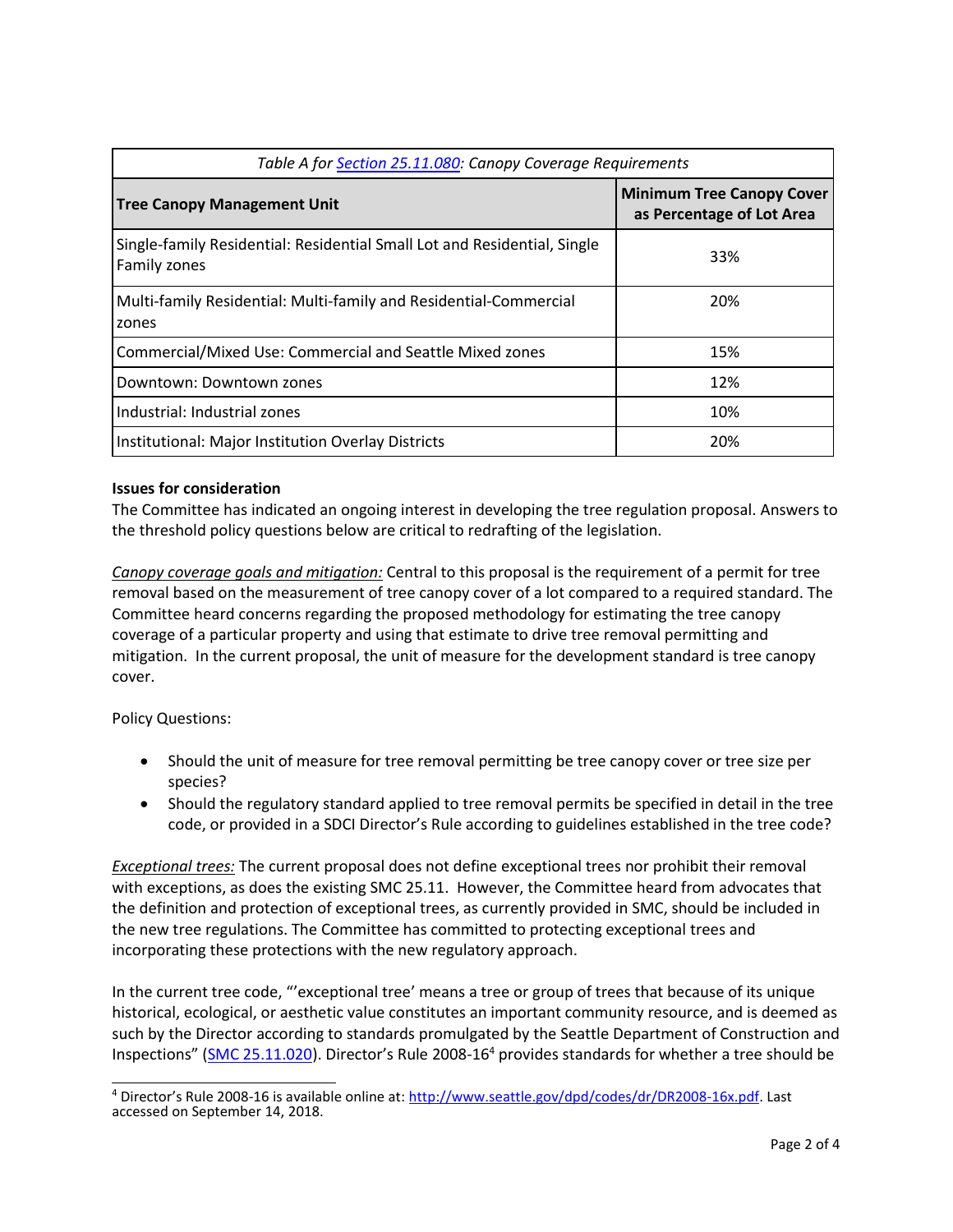| *Table A for [Section 25.11.080](#): Canopy Coverage Requirements* | |
|---|---|
| **Tree Canopy Management Unit** | **Minimum Tree Canopy Cover as Percentage of Lot Area** |
| Single-family Residential: Residential Small Lot and Residential, Single Family zones | 33% |
| Multi-family Residential: Multi-family and Residential-Commercial zones | 20% |
| Commercial/Mixed Use: Commercial and Seattle Mixed zones | 15% |
| Downtown: Downtown zones | 12% |
| Industrial: Industrial zones | 10% |
| Institutional: Major Institution Overlay Districts | 20% |

**Issues for consideration**

The Committee has indicated an ongoing interest in developing the tree regulation proposal. Answers to the threshold policy questions below are critical to redrafting of the legislation.

*Canopy coverage goals and mitigation:* Central to this proposal is the requirement of a permit for tree removal based on the measurement of tree canopy cover of a lot compared to a required standard. The Committee heard concerns regarding the proposed methodology for estimating the tree canopy coverage of a particular property and using that estimate to drive tree removal permitting and mitigation. In the current proposal, the unit of measure for the development standard is tree canopy cover.

Policy Questions:

- Should the unit of measure for tree removal permitting be tree canopy cover or tree size per species?
- Should the regulatory standard applied to tree removal permits be specified in detail in the tree code, or provided in a SDCI Director's Rule according to guidelines established in the tree code?

*Exceptional trees:* The current proposal does not define exceptional trees nor prohibit their removal with exceptions, as does the existing SMC 25.11. However, the Committee heard from advocates that the definition and protection of exceptional trees, as currently provided in SMC, should be included in the new tree regulations. The Committee has committed to protecting exceptional trees and incorporating these protections with the new regulatory approach.

In the current tree code, "'exceptional tree' means a tree or group of trees that because of its unique historical, ecological, or aesthetic value constitutes an important community resource, and is deemed as such by the Director according to standards promulgated by the Seattle Department of Construction and Inspections" ([SMC 25.11.020](#)). Director's Rule 2008-16[4] provides standards for whether a tree should be

[4] Director's Rule 2008-16 is available online at: http://www.seattle.gov/dpd/codes/dr/DR2008-16x.pdf. Last accessed on September 14, 2018.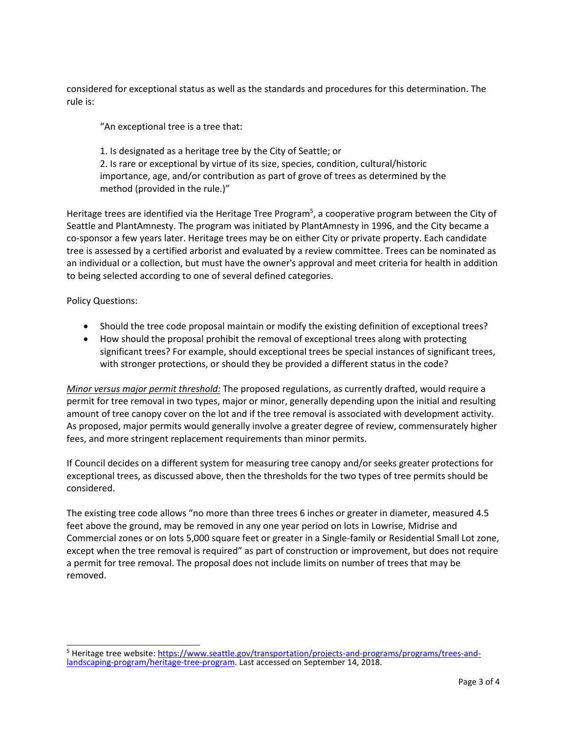considered for exceptional status as well as the standards and procedures for this determination. The rule is:

> "An exceptional tree is a tree that:
>
> 1. Is designated as a heritage tree by the City of Seattle; or
> 2. Is rare or exceptional by virtue of its size, species, condition, cultural/historic importance, age, and/or contribution as part of grove of trees as determined by the method (provided in the rule.)"

Heritage trees are identified via the Heritage Tree Program[5], a cooperative program between the City of Seattle and PlantAmnesty. The program was initiated by PlantAmnesty in 1996, and the City became a co-sponsor a few years later. Heritage trees may be on either City or private property. Each candidate tree is assessed by a certified arborist and evaluated by a review committee. Trees can be nominated as an individual or a collection, but must have the owner's approval and meet criteria for health in addition to being selected according to one of several defined categories.

Policy Questions:

- Should the tree code proposal maintain or modify the existing definition of exceptional trees?
- How should the proposal prohibit the removal of exceptional trees along with protecting significant trees? For example, should exceptional trees be special instances of significant trees, with stronger protections, or should they be provided a different status in the code?

*Minor versus major permit threshold:* The proposed regulations, as currently drafted, would require a permit for tree removal in two types, major or minor, generally depending upon the initial and resulting amount of tree canopy cover on the lot and if the tree removal is associated with development activity. As proposed, major permits would generally involve a greater degree of review, commensurately higher fees, and more stringent replacement requirements than minor permits.

If Council decides on a different system for measuring tree canopy and/or seeks greater protections for exceptional trees, as discussed above, then the thresholds for the two types of tree permits should be considered.

The existing tree code allows "no more than three trees 6 inches or greater in diameter, measured 4.5 feet above the ground, may be removed in any one year period on lots in Lowrise, Midrise and Commercial zones or on lots 5,000 square feet or greater in a Single-family or Residential Small Lot zone, except when the tree removal is required" as part of construction or improvement, but does not require a permit for tree removal. The proposal does not include limits on number of trees that may be removed.

---

[5] Heritage tree website: https://www.seattle.gov/transportation/projects-and-programs/programs/trees-and-landscaping-program/heritage-tree-program. Last accessed on September 14, 2018.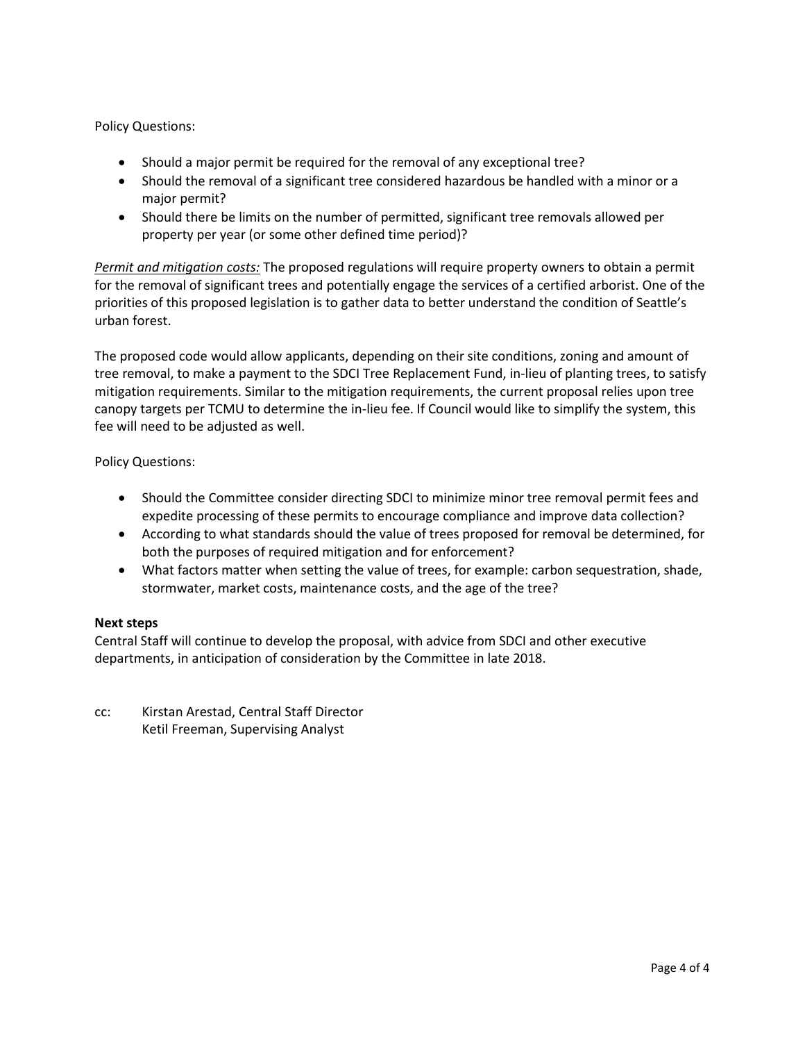Policy Questions:

- Should a major permit be required for the removal of any exceptional tree?
- Should the removal of a significant tree considered hazardous be handled with a minor or a major permit?
- Should there be limits on the number of permitted, significant tree removals allowed per property per year (or some other defined time period)?

*Permit and mitigation costs:* The proposed regulations will require property owners to obtain a permit for the removal of significant trees and potentially engage the services of a certified arborist. One of the priorities of this proposed legislation is to gather data to better understand the condition of Seattle's urban forest.

The proposed code would allow applicants, depending on their site conditions, zoning and amount of tree removal, to make a payment to the SDCI Tree Replacement Fund, in-lieu of planting trees, to satisfy mitigation requirements. Similar to the mitigation requirements, the current proposal relies upon tree canopy targets per TCMU to determine the in-lieu fee. If Council would like to simplify the system, this fee will need to be adjusted as well.

Policy Questions:

- Should the Committee consider directing SDCI to minimize minor tree removal permit fees and expedite processing of these permits to encourage compliance and improve data collection?
- According to what standards should the value of trees proposed for removal be determined, for both the purposes of required mitigation and for enforcement?
- What factors matter when setting the value of trees, for example: carbon sequestration, shade, stormwater, market costs, maintenance costs, and the age of the tree?

**Next steps**

Central Staff will continue to develop the proposal, with advice from SDCI and other executive departments, in anticipation of consideration by the Committee in late 2018.

cc: Kirstan Arestad, Central Staff Director
Ketil Freeman, Supervising Analyst